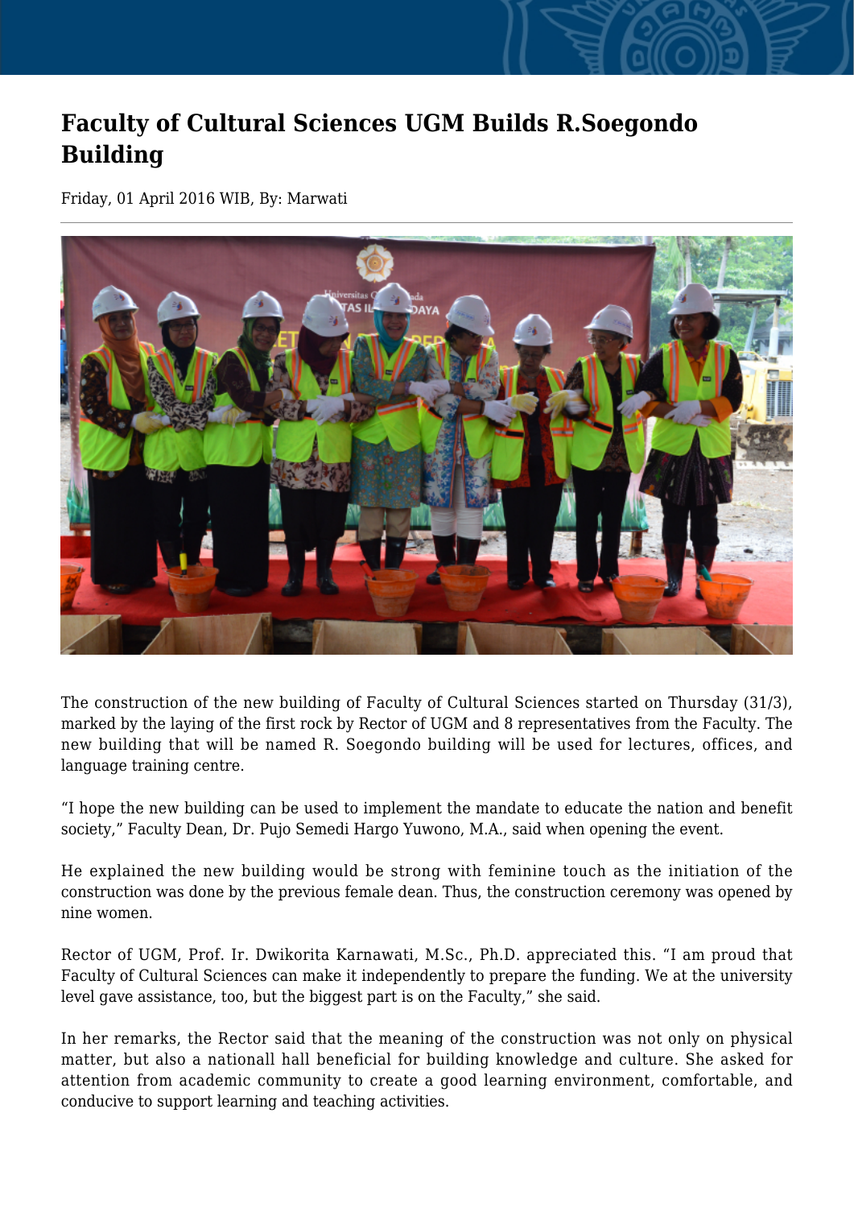# Faculty of Cultural Sciences UGM Builds R.Soegondo Building

Friday, 01 April 2016 WIB, By: Marwati

The construction of the new building of Faculty of Cultural Sciences started on Thursday (31/3), marked by the laying of the first rock by Rector of UGM and 8 representatives from the Faculty. The new building that will be named R. Soegondo building will be used for lectures, offices, and language training centre.

“I hope the new building can be used to implement the mandate to educate the nation and benefit society,” Faculty Dean, Dr. Pujo Semedi Hargo Yuwono, M.A., said when opening the event.

He explained the new building would be strong with feminine touch as the initiation of the construction was done by the previous female dean. Thus, the construction ceremony was opened by nine women.

Rector of UGM, Prof. Ir. Dwikorita Karnawati, M.Sc., Ph.D. appreciated this. “I am proud that Faculty of Cultural Sciences can make it independently to prepare the funding. We at the university level gave assistance, too, but the biggest part is on the Faculty,” she said.

In her remarks, the Rector said that the meaning of the construction was not only on physical matter, but also a nationall hall beneficial for building knowledge and culture. She asked for attention from academic community to create a good learning environment, comfortable, and conducive to support learning and teaching activities.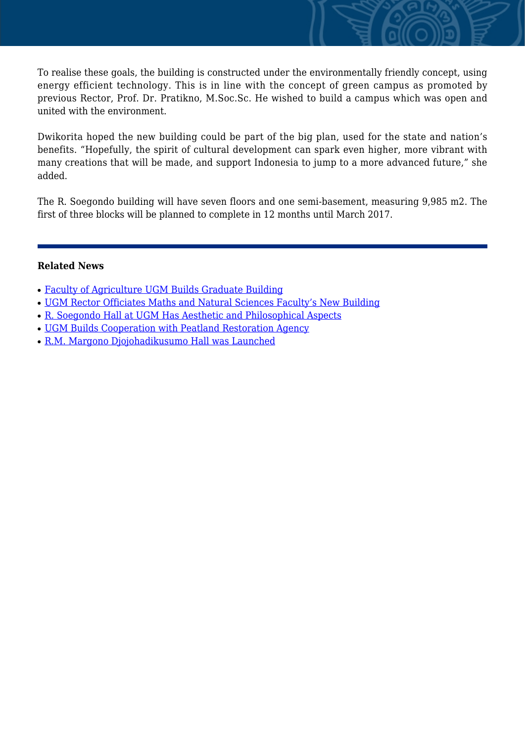To realise these goals, the building is constructed under the environmentally friendly concept, using energy efficient technology. This is in line with the concept of green campus as promoted by previous Rector, Prof. Dr. Pratikno, M.Soc.Sc. He wished to build a campus which was open and united with the environment.

Dwikorita hoped the new building could be part of the big plan, used for the state and nation's benefits. "Hopefully, the spirit of cultural development can spark even higher, more vibrant with many creations that will be made, and support Indonesia to jump to a more advanced future," she added.

The R. Soegondo building will have seven floors and one semi-basement, measuring 9,985 m2. The first of three blocks will be planned to complete in 12 months until March 2017.

---

**Related News**

- Faculty of Agriculture UGM Builds Graduate Building
- UGM Rector Officiates Maths and Natural Sciences Faculty's New Building
- R. Soegondo Hall at UGM Has Aesthetic and Philosophical Aspects
- UGM Builds Cooperation with Peatland Restoration Agency
- R.M. Margono Djojohadikusumo Hall was Launched